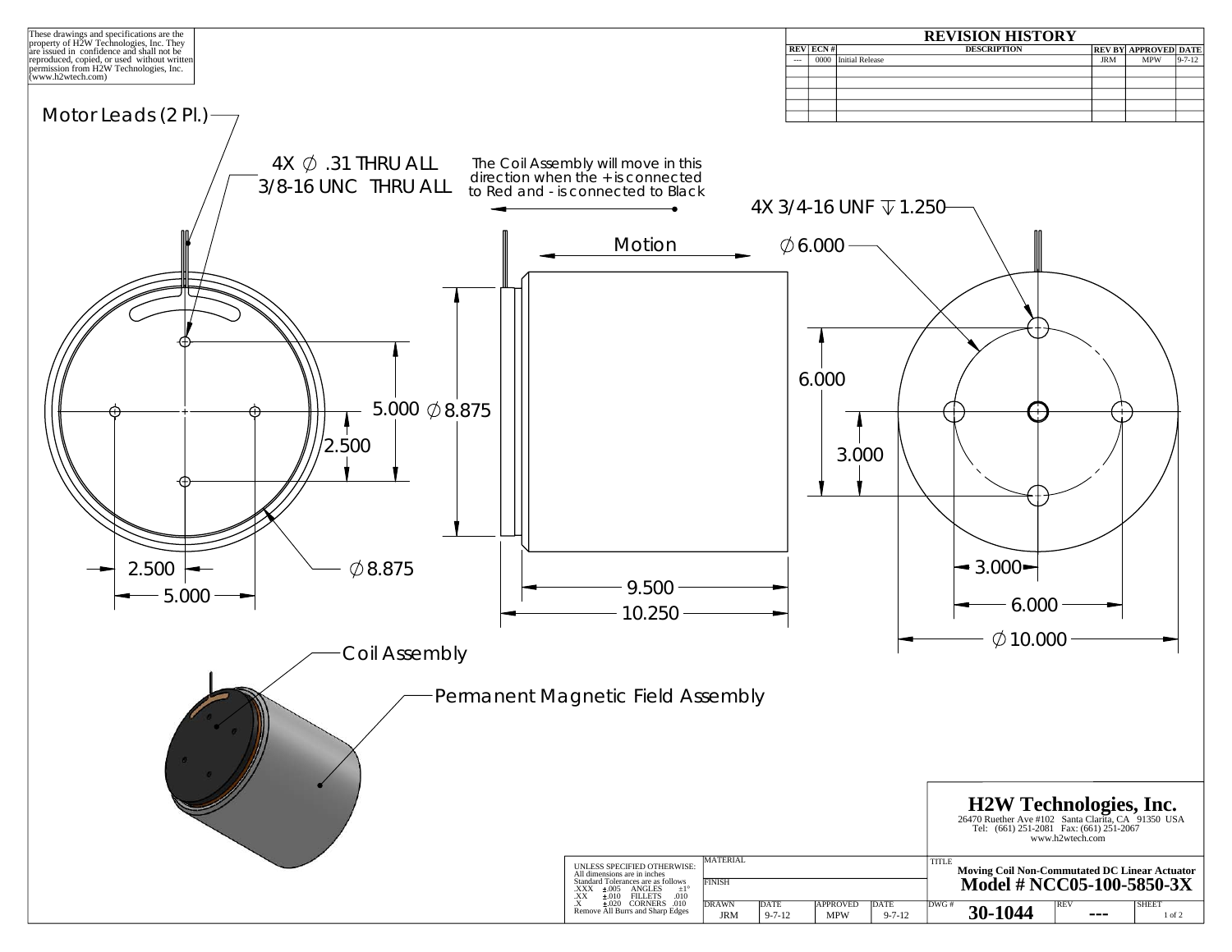These drawings and specifications are the property of H2W Technologies, Inc. They are issued in confidence and shall not be reproduced, copied, or used without written permission from H2W Technologies, Inc. (www.h2wtech.com)

## REVISION HISTORY

| REV | ECN # | DESCRIPTION | REV BY | APPROVED | DATE |
|---|---|---|---|---|---|
| --- | 0000 | Initial Release | JRM | MPW | 9-7-12 |

Motor Leads (2 Pl.)

4X ∅ .31 THRU ALL
3/8-16 UNC THRU ALL

The Coil Assembly will move in this direction when the + is connected to Red and - is connected to Black

Motion

4X 3/4-16 UNF ↧ 1.250

∅ 6.000

5.000

∅ 8.875

2.500

6.000

3.000

2.500

5.000

∅ 8.875

9.500

10.250

3.000

6.000

∅ 10.000

Coil Assembly

Permanent Magnetic Field Assembly

UNLESS SPECIFIED OTHERWISE:
All dimensions are in inches
Standard Tolerances are as follows
.XXX ±.005 ANGLES ±1°
.XX ±.010 FILLETS .010
.X ±.020 CORNERS .010
Remove All Burrs and Sharp Edges

| MATERIAL | | | |
|---|---|---|---|
| FINISH | | | |
| DRAWN | DATE | APPROVED | DATE |
| JRM | 9-7-12 | MPW | 9-7-12 |

**H2W Technologies, Inc.**
26470 Ruether Ave #102 Santa Clarita, CA 91350 USA
Tel: (661) 251-2081 Fax: (661) 251-2067
www.h2wtech.com

TITLE
**Moving Coil Non-Commutated DC Linear Actuator**
**Model # NCC05-100-5850-3X**

| DWG # | REV | SHEET |
|---|---|---|
| 30-1044 | --- | 1 of 2 |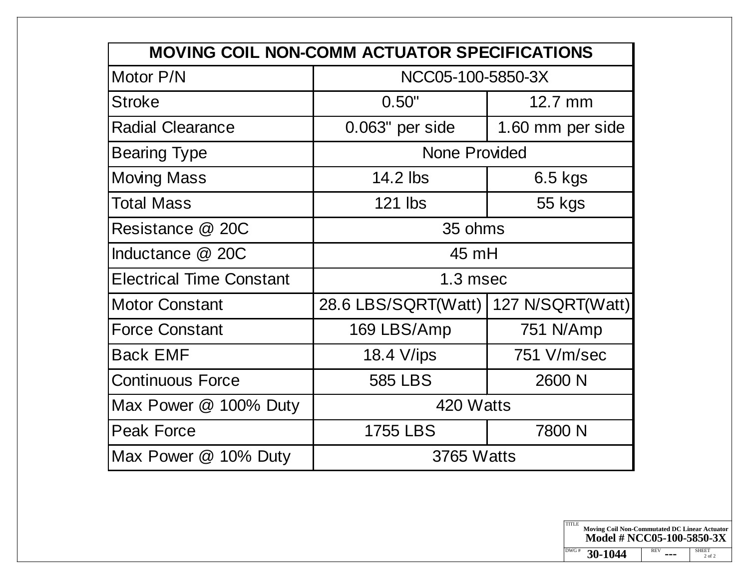| MOVING COIL NON-COMM ACTUATOR SPECIFICATIONS | | |
|---|---|---|
| Motor P/N | NCC05-100-5850-3X | |
| Stroke | 0.50" | 12.7 mm |
| Radial Clearance | 0.063" per side | 1.60 mm per side |
| Bearing Type | None Provided | |
| Moving Mass | 14.2 lbs | 6.5 kgs |
| Total Mass | 121 lbs | 55 kgs |
| Resistance @ 20C | 35 ohms | |
| Inductance @ 20C | 45 mH | |
| Electrical Time Constant | 1.3 msec | |
| Motor Constant | 28.6 LBS/SQRT(Watt) | 127 N/SQRT(Watt) |
| Force Constant | 169 LBS/Amp | 751 N/Amp |
| Back EMF | 18.4 V/ips | 751 V/m/sec |
| Continuous Force | 585 LBS | 2600 N |
| Max Power @ 100% Duty | 420 Watts | |
| Peak Force | 1755 LBS | 7800 N |
| Max Power @ 10% Duty | 3765 Watts | |

TITLE Moving Coil Non-Commutated DC Linear Actuator
**Model # NCC05-100-5850-3X**

DWG # **30-1044** REV **---** SHEET 2 of 2